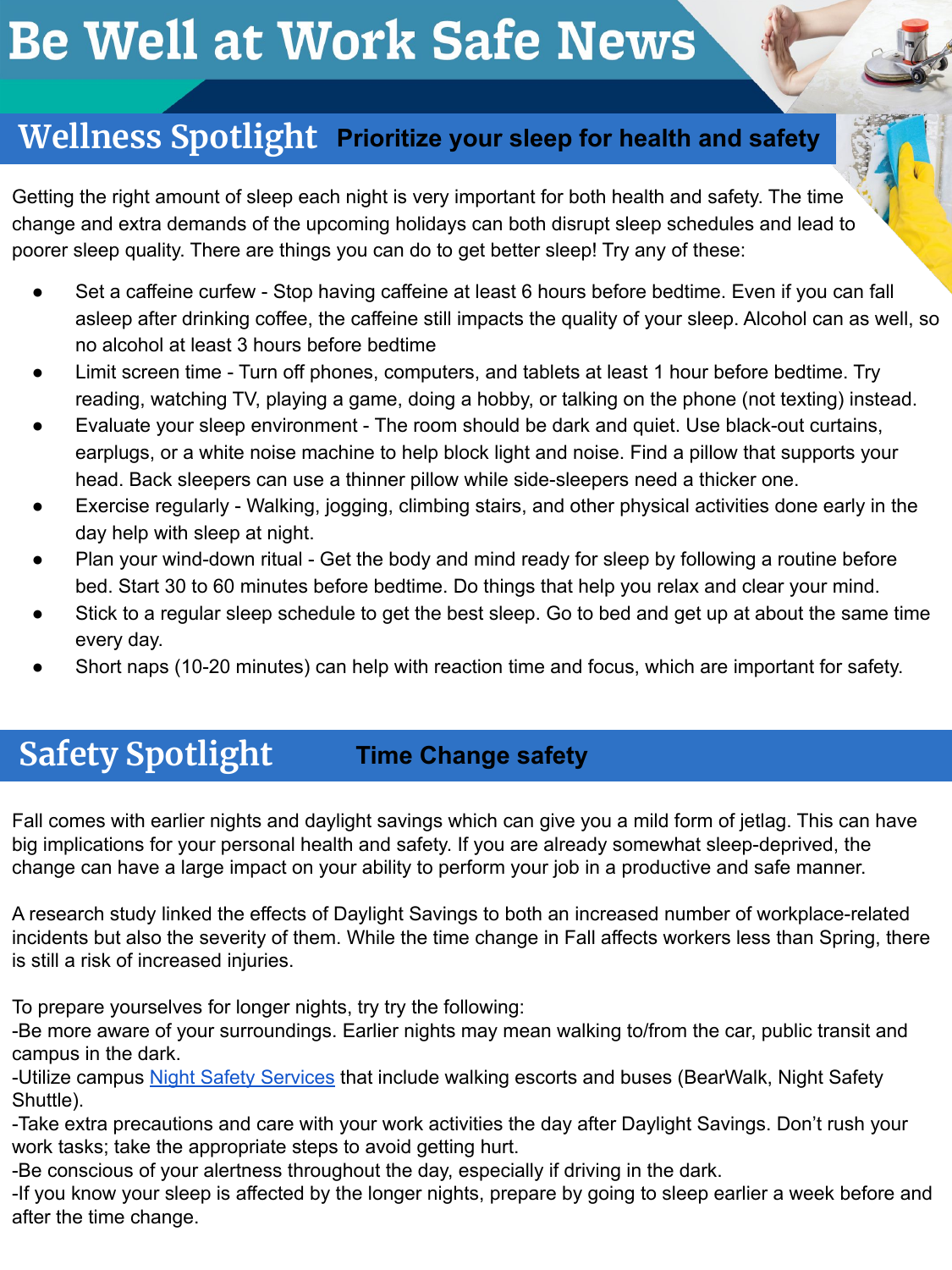# Be Well at Work Safe News

## Wellness Spotlight **Prioritize your sleep for health and safety**

Getting the right amount of sleep each night is very important for both health and safety. The time change and extra demands of the upcoming holidays can both disrupt sleep schedules and lead to poorer sleep quality. There are things you can do to get better sleep! Try any of these:

- Set a caffeine curfew - Stop having caffeine at least 6 hours before bedtime. Even if you can fall asleep after drinking coffee, the caffeine still impacts the quality of your sleep. Alcohol can as well, so no alcohol at least 3 hours before bedtime
- Limit screen time - Turn off phones, computers, and tablets at least 1 hour before bedtime. Try reading, watching TV, playing a game, doing a hobby, or talking on the phone (not texting) instead.
- Evaluate your sleep environment - The room should be dark and quiet. Use black-out curtains, earplugs, or a white noise machine to help block light and noise. Find a pillow that supports your head. Back sleepers can use a thinner pillow while side-sleepers need a thicker one.
- Exercise regularly - Walking, jogging, climbing stairs, and other physical activities done early in the day help with sleep at night.
- Plan your wind-down ritual - Get the body and mind ready for sleep by following a routine before bed. Start 30 to 60 minutes before bedtime. Do things that help you relax and clear your mind.
- Stick to a regular sleep schedule to get the best sleep. Go to bed and get up at about the same time every day.
- Short naps (10-20 minutes) can help with reaction time and focus, which are important for safety.

## Safety Spotlight **Time Change safety**

Fall comes with earlier nights and daylight savings which can give you a mild form of jetlag. This can have big implications for your personal health and safety. If you are already somewhat sleep-deprived, the change can have a large impact on your ability to perform your job in a productive and safe manner.

A research study linked the effects of Daylight Savings to both an increased number of workplace-related incidents but also the severity of them. While the time change in Fall affects workers less than Spring, there is still a risk of increased injuries.

To prepare yourselves for longer nights, try try the following:
-Be more aware of your surroundings. Earlier nights may mean walking to/from the car, public transit and campus in the dark.
-Utilize campus Night Safety Services that include walking escorts and buses (BearWalk, Night Safety Shuttle).
-Take extra precautions and care with your work activities the day after Daylight Savings. Don't rush your work tasks; take the appropriate steps to avoid getting hurt.
-Be conscious of your alertness throughout the day, especially if driving in the dark.
-If you know your sleep is affected by the longer nights, prepare by going to sleep earlier a week before and after the time change.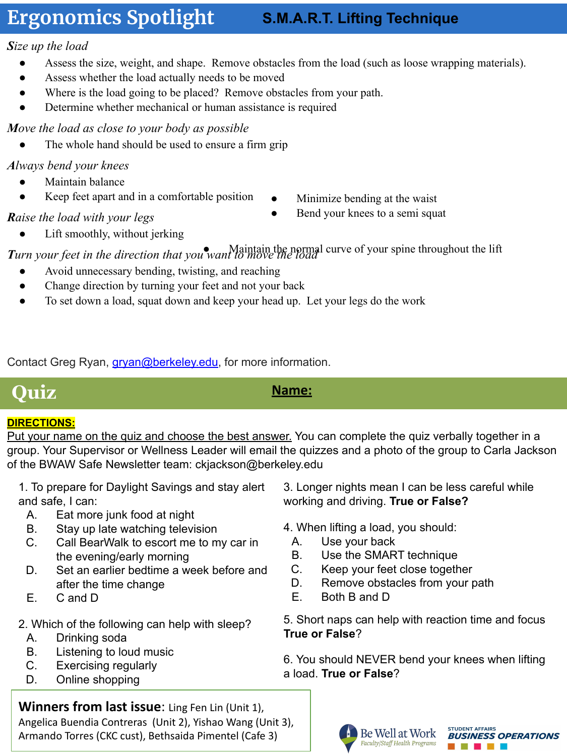# Ergonomics Spotlight

## S.M.A.R.T. Lifting Technique

***S**ize up the load*

- Assess the size, weight, and shape. Remove obstacles from the load (such as loose wrapping materials).
- Assess whether the load actually needs to be moved
- Where is the load going to be placed? Remove obstacles from your path.
- Determine whether mechanical or human assistance is required

***M**ove the load as close to your body as possible*

- The whole hand should be used to ensure a firm grip

***A**lways bend your knees*

- Maintain balance
- Keep feet apart and in a comfortable position
- Minimize bending at the waist
- Bend your knees to a semi squat

***R**aise the load with your legs*

- Lift smoothly, without jerking
- Maintain the normal curve of your spine throughout the lift

***T**urn your feet in the direction that you want to move the load*

- Avoid unnecessary bending, twisting, and reaching
- Change direction by turning your feet and not your back
- To set down a load, squat down and keep your head up. Let your legs do the work

Contact Greg Ryan, gryan@berkeley.edu, for more information.

# Quiz

**Name:**

**DIRECTIONS:**

Put your name on the quiz and choose the best answer. You can complete the quiz verbally together in a group. Your Supervisor or Wellness Leader will email the quizzes and a photo of the group to Carla Jackson of the BWAW Safe Newsletter team: ckjackson@berkeley.edu

1. To prepare for Daylight Savings and stay alert and safe, I can:
   - A. Eat more junk food at night
   - B. Stay up late watching television
   - C. Call BearWalk to escort me to my car in the evening/early morning
   - D. Set an earlier bedtime a week before and after the time change
   - E. C and D

2. Which of the following can help with sleep?
   - A. Drinking soda
   - B. Listening to loud music
   - C. Exercising regularly
   - D. Online shopping

3. Longer nights mean I can be less careful while working and driving. **True or False?**

4. When lifting a load, you should:
   - A. Use your back
   - B. Use the SMART technique
   - C. Keep your feet close together
   - D. Remove obstacles from your path
   - E. Both B and D

5. Short naps can help with reaction time and focus **True or False**?

6. You should NEVER bend your knees when lifting a load. **True or False**?

**Winners from last issue**: Ling Fen Lin (Unit 1), Angelica Buendia Contreras (Unit 2), Yishao Wang (Unit 3), Armando Torres (CKC cust), Bethsaida Pimentel (Cafe 3)

Be Well at Work — Faculty/Staff Health Programs

Student Affairs BUSINESS OPERATIONS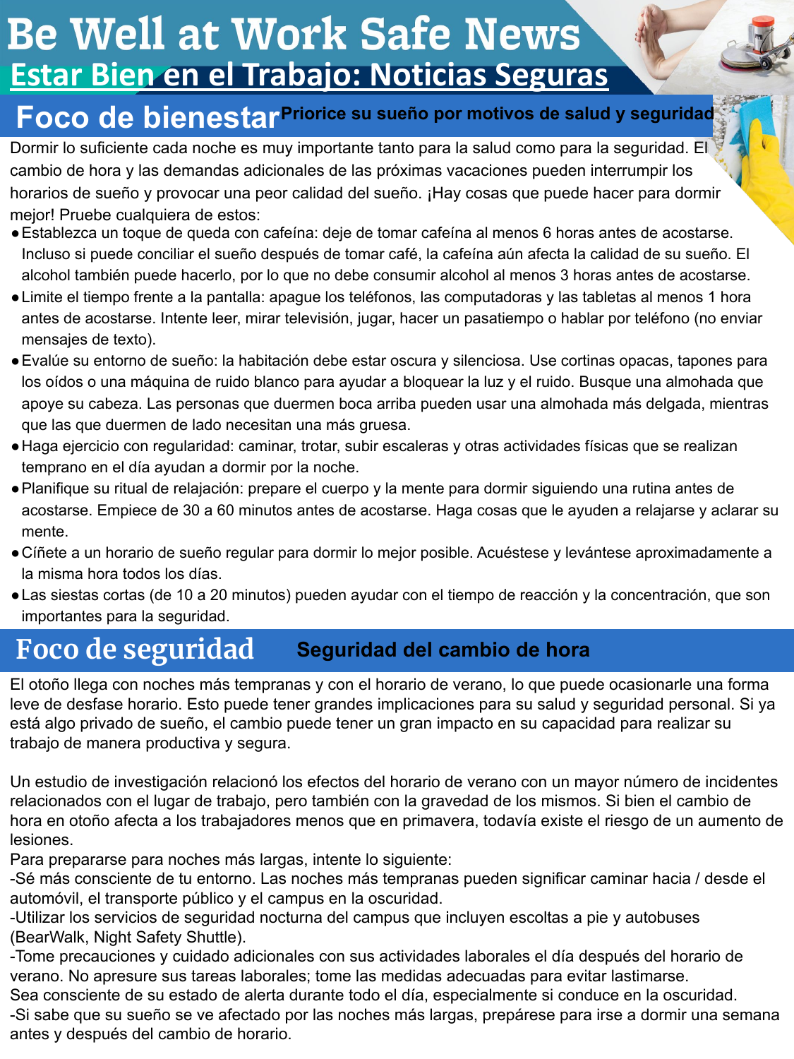# Be Well at Work Safe News

## Estar Bien en el Trabajo: Noticias Seguras

## Foco de bienestar

**Priorice su sueño por motivos de salud y seguridad**

Dormir lo suficiente cada noche es muy importante tanto para la salud como para la seguridad. El cambio de hora y las demandas adicionales de las próximas vacaciones pueden interrumpir los horarios de sueño y provocar una peor calidad del sueño. ¡Hay cosas que puede hacer para dormir mejor! Pruebe cualquiera de estos:

- Establezca un toque de queda con cafeína: deje de tomar cafeína al menos 6 horas antes de acostarse. Incluso si puede conciliar el sueño después de tomar café, la cafeína aún afecta la calidad de su sueño. El alcohol también puede hacerlo, por lo que no debe consumir alcohol al menos 3 horas antes de acostarse.
- Limite el tiempo frente a la pantalla: apague los teléfonos, las computadoras y las tabletas al menos 1 hora antes de acostarse. Intente leer, mirar televisión, jugar, hacer un pasatiempo o hablar por teléfono (no enviar mensajes de texto).
- Evalúe su entorno de sueño: la habitación debe estar oscura y silenciosa. Use cortinas opacas, tapones para los oídos o una máquina de ruido blanco para ayudar a bloquear la luz y el ruido. Busque una almohada que apoye su cabeza. Las personas que duermen boca arriba pueden usar una almohada más delgada, mientras que las que duermen de lado necesitan una más gruesa.
- Haga ejercicio con regularidad: caminar, trotar, subir escaleras y otras actividades físicas que se realizan temprano en el día ayudan a dormir por la noche.
- Planifique su ritual de relajación: prepare el cuerpo y la mente para dormir siguiendo una rutina antes de acostarse. Empiece de 30 a 60 minutos antes de acostarse. Haga cosas que le ayuden a relajarse y aclarar su mente.
- Cíñete a un horario de sueño regular para dormir lo mejor posible. Acuéstese y levántese aproximadamente a la misma hora todos los días.
- Las siestas cortas (de 10 a 20 minutos) pueden ayudar con el tiempo de reacción y la concentración, que son importantes para la seguridad.

## Foco de seguridad

**Seguridad del cambio de hora**

El otoño llega con noches más tempranas y con el horario de verano, lo que puede ocasionarle una forma leve de desfase horario. Esto puede tener grandes implicaciones para su salud y seguridad personal. Si ya está algo privado de sueño, el cambio puede tener un gran impacto en su capacidad para realizar su trabajo de manera productiva y segura.

Un estudio de investigación relacionó los efectos del horario de verano con un mayor número de incidentes relacionados con el lugar de trabajo, pero también con la gravedad de los mismos. Si bien el cambio de hora en otoño afecta a los trabajadores menos que en primavera, todavía existe el riesgo de un aumento de lesiones.

Para prepararse para noches más largas, intente lo siguiente:

-Sé más consciente de tu entorno. Las noches más tempranas pueden significar caminar hacia / desde el automóvil, el transporte público y el campus en la oscuridad.

-Utilizar los servicios de seguridad nocturna del campus que incluyen escoltas a pie y autobuses (BearWalk, Night Safety Shuttle).

-Tome precauciones y cuidado adicionales con sus actividades laborales el día después del horario de verano. No apresure sus tareas laborales; tome las medidas adecuadas para evitar lastimarse.

Sea consciente de su estado de alerta durante todo el día, especialmente si conduce en la oscuridad.

-Si sabe que su sueño se ve afectado por las noches más largas, prepárese para irse a dormir una semana antes y después del cambio de horario.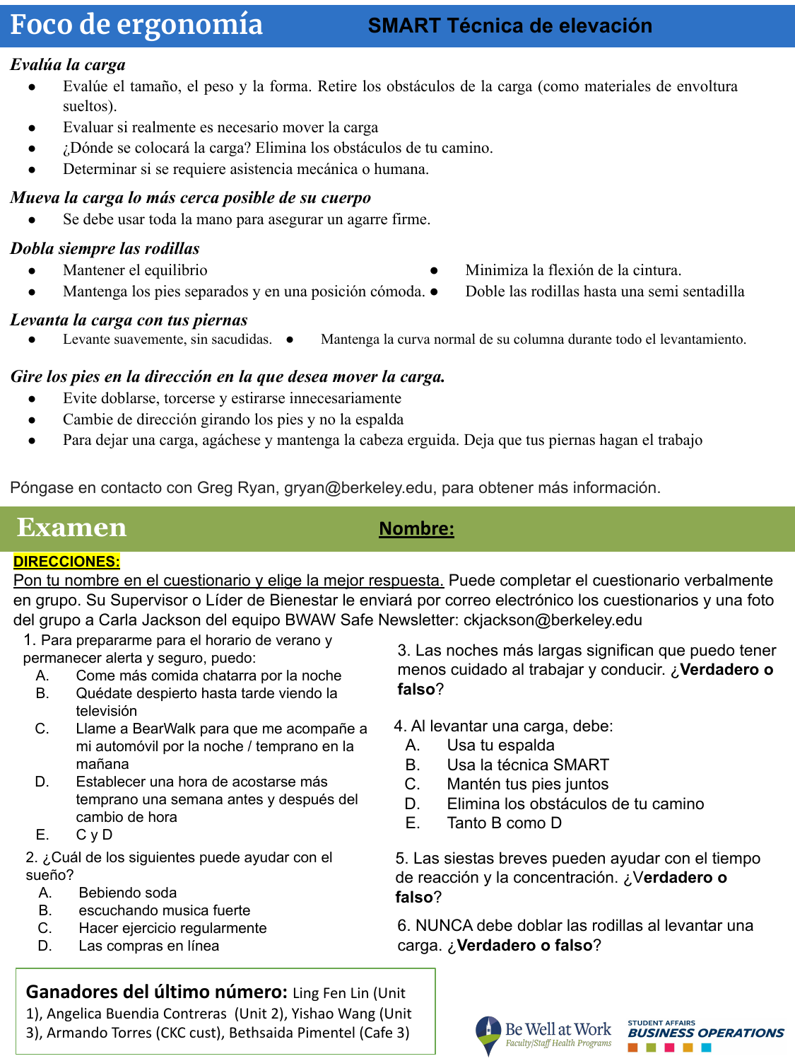# Foco de ergonomía

## SMART Técnica de elevación

### *Evalúa la carga*

- Evalúe el tamaño, el peso y la forma. Retire los obstáculos de la carga (como materiales de envoltura sueltos).
- Evaluar si realmente es necesario mover la carga
- ¿Dónde se colocará la carga? Elimina los obstáculos de tu camino.
- Determinar si se requiere asistencia mecánica o humana.

### *Mueva la carga lo más cerca posible de su cuerpo*

- Se debe usar toda la mano para asegurar un agarre firme.

### *Dobla siempre las rodillas*

- Mantener el equilibrio
- Mantenga los pies separados y en una posición cómoda.
- Minimiza la flexión de la cintura.
- Doble las rodillas hasta una semi sentadilla

### *Levanta la carga con tus piernas*

- Levante suavemente, sin sacudidas.
- Mantenga la curva normal de su columna durante todo el levantamiento.

### *Gire los pies en la dirección en la que desea mover la carga.*

- Evite doblarse, torcerse y estirarse innecesariamente
- Cambie de dirección girando los pies y no la espalda
- Para dejar una carga, agáchese y mantenga la cabeza erguida. Deja que tus piernas hagan el trabajo

Póngase en contacto con Greg Ryan, gryan@berkeley.edu, para obtener más información.

# Examen

**Nombre:**

**DIRECCIONES:**

Pon tu nombre en el cuestionario y elige la mejor respuesta. Puede completar el cuestionario verbalmente en grupo. Su Supervisor o Líder de Bienestar le enviará por correo electrónico los cuestionarios y una foto del grupo a Carla Jackson del equipo BWAW Safe Newsletter: ckjackson@berkeley.edu

1. Para prepararme para el horario de verano y permanecer alerta y seguro, puedo:
   - A. Come más comida chatarra por la noche
   - B. Quédate despierto hasta tarde viendo la televisión
   - C. Llame a BearWalk para que me acompañe a mi automóvil por la noche / temprano en la mañana
   - D. Establecer una hora de acostarse más temprano una semana antes y después del cambio de hora
   - E. C y D

2. ¿Cuál de los siguientes puede ayudar con el sueño?
   - A. Bebiendo soda
   - B. escuchando musica fuerte
   - C. Hacer ejercicio regularmente
   - D. Las compras en línea

3. Las noches más largas significan que puedo tener menos cuidado al trabajar y conducir. ¿**Verdadero o falso**?

4. Al levantar una carga, debe:
   - A. Usa tu espalda
   - B. Usa la técnica SMART
   - C. Mantén tus pies juntos
   - D. Elimina los obstáculos de tu camino
   - E. Tanto B como D

5. Las siestas breves pueden ayudar con el tiempo de reacción y la concentración. ¿**Verdadero o falso**?

6. NUNCA debe doblar las rodillas al levantar una carga. ¿**Verdadero o falso**?

**Ganadores del último número:** Ling Fen Lin (Unit 1), Angelica Buendia Contreras (Unit 2), Yishao Wang (Unit 3), Armando Torres (CKC cust), Bethsaida Pimentel (Cafe 3)

Be Well at Work — Faculty/Staff Health Programs

STUDENT AFFAIRS **BUSINESS OPERATIONS**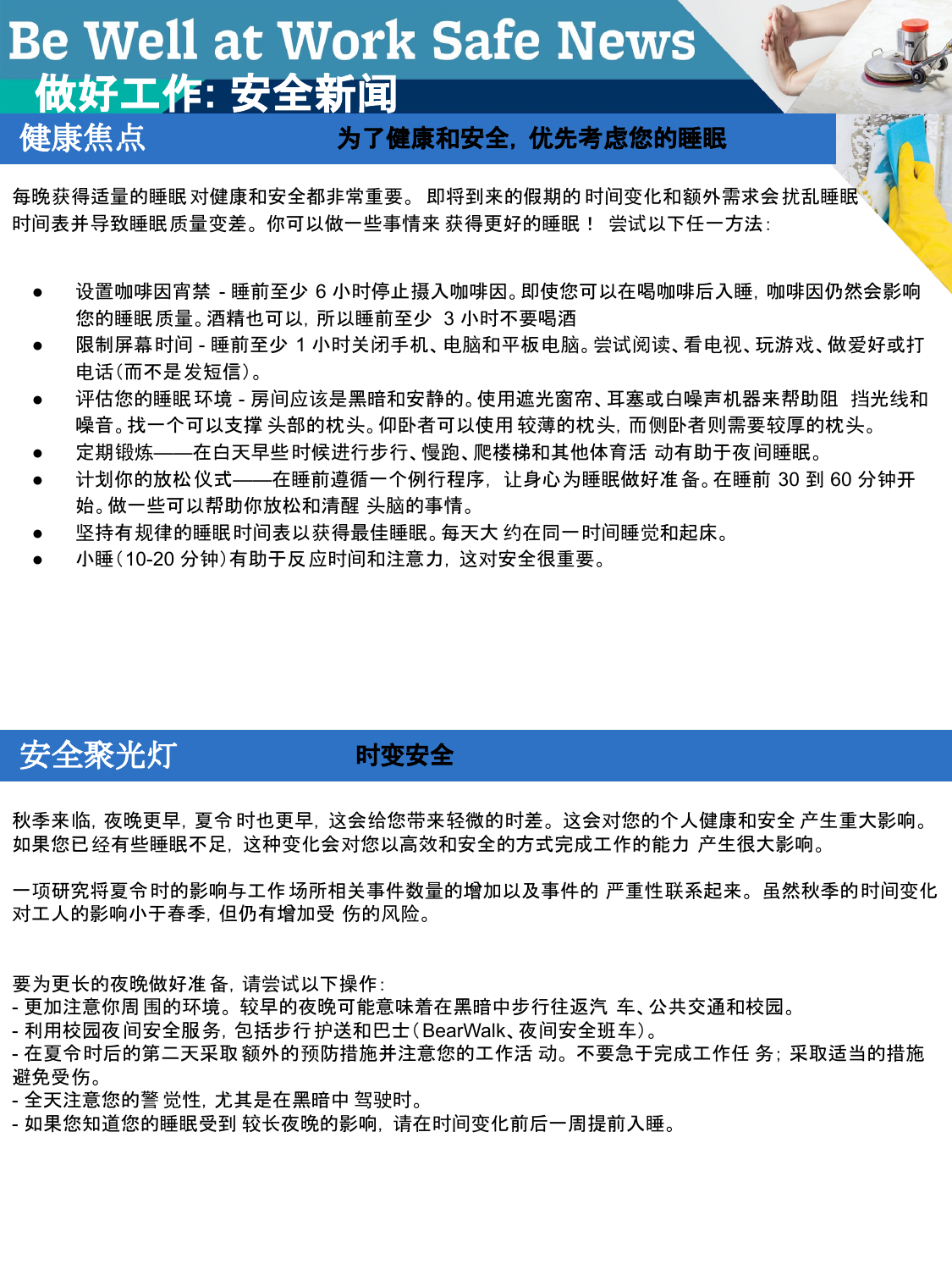# Be Well at Work Safe News

# 做好工作: 安全新闻

## 健康焦点 为了健康和安全，优先考虑您的睡眠

每晚获得适量的睡眠 对健康和安全都非常重要。 即将到来的假期的时间变化和额外需求会 扰乱睡眠时间表并导致睡眠质量变差。你可以做一些事情来 获得更好的睡眠！ 尝试以下任一方法：

- 设置咖啡因宵禁 - 睡前至少 6 小时停止摄入咖啡因。即使您可以在喝咖啡后入睡，咖啡因仍然会影响您的睡眠 质量。酒精也可以，所以睡前至少 3 小时不要喝酒
- 限制屏幕时间 - 睡前至少 1 小时关闭手机、电脑和平板电脑。尝试阅读、看电视、玩游戏、做爱好或打电话（而不是 发短信）。
- 评估您的睡眠环境 - 房间应该是黑暗和安静的。使用遮光窗帘、耳塞或白噪声机器来帮助阻 挡光线和噪音。找一个可以支撑 头部的枕头。仰卧者可以使用 较薄的枕头，而侧卧者则需要较厚的枕头。
- 定期锻炼——在白天早些时候进行步行、慢跑、爬楼梯和其他体育活 动有助于夜间睡眠。
- 计划你的放松仪式——在睡前遵循一个例行程序，让身心为睡眠做好准 备。在睡前 30 到 60 分钟开始。做一些可以帮助你放松和清醒 头脑的事情。
- 坚持有规律的睡眠时间表以获得最佳睡眠。每天大 约在同一时间睡觉和起床。
- 小睡（10-20 分钟）有助于反 应时间和注意力，这对安全很重要。

## 安全聚光灯 时变安全

秋季来临，夜晚更早，夏令 时也更早，这会给您带来轻微的时差。这会对您的个人健康和安全 产生重大影响。如果您已 经有些睡眠不足，这种变化会对您以高效和安全的方式完成工作的能力 产生很大影响。

一项研究将夏令时的影响与工作 场所相关事件数量的增加以及事件的 严重性联系起来。虽然秋季的时间变化对工人的影响小于春季，但仍有增加受 伤的风险。

要为更长的夜晚做好准 备，请尝试以下操作：
- 更加注意你周 围的环境。较早的夜晚可能意味着在黑暗中步行往返汽 车、公共交通和校园。
- 利用校园夜 间安全服务，包括步行 护送和巴士（BearWalk、夜间安全班车）。
- 在夏令时后的第二天采取 额外的预防措施并注意您的工作活 动。不要急于完成工作任 务；采取适当的措施避免受伤。
- 全天注意您的警 觉性，尤其是在黑暗中 驾驶时。
- 如果您知道您的睡眠受到 较长夜晚的影响，请在时间变化前后一周提前入睡。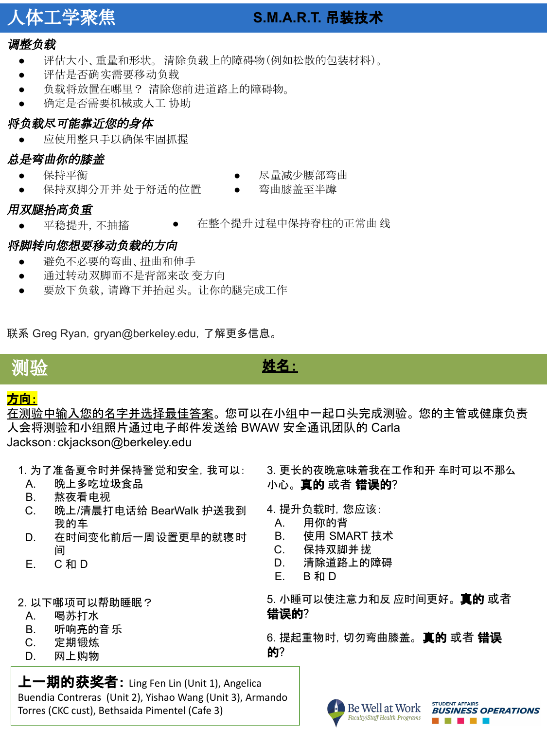## 人体工学聚焦　　S.M.A.R.T. 吊装技术

***调整负载***

- 评估大小、重量和形状。 清除负载上的障碍物(例如松散的包装材料)。
- 评估是否确实需要移动负载
- 负载将放置在哪里？ 清除您前进道路上的障碍物。
- 确定是否需要机械或人工 协助

***将负载尽可能靠近您的身体***

- 应使用整只手以确保牢固抓握

***总是弯曲你的膝盖***

- 保持平衡
- 保持双脚分开并 处于舒适的位置
- 尽量减少腰部弯曲
- 弯曲膝盖至半蹲

***用双腿抬高负重***

- 平稳提升，不抽搐
- 在整个提升过程中保持脊柱的正常曲 线

***将脚转向您想要移动负载的方向***

- 避免不必要的弯曲、扭曲和伸手
- 通过转动双脚而不是背部来改 变方向
- 要放下 负载，请蹲下并抬起 头。让你的腿完成工作

联系 Greg Ryan，gryan@berkeley.edu，了解更多信息。

## 测验　　姓名：

**方向：**
在测验中输入您的名字并选择最佳答案。您可以在小组中一起口头完成测验。您的主管或健康负责人会将测验和小组照片通过电子邮件发送给 BWAW 安全通讯团队的 Carla Jackson：ckjackson@berkeley.edu

1. 为了准备夏令时并保持警觉和安全，我可以：
   A. 晚上多吃垃圾食品
   B. 熬夜看电视
   C. 晚上/清晨打电话给 BearWalk 护送我到我的车
   D. 在时间变化前后一周设置更早的就寝时间
   E. C 和 D

2. 以下哪项可以帮助睡眠？
   A. 喝苏打水
   B. 听响亮的音 乐
   C. 定期锻炼
   D. 网上购物

3. 更长的夜晚意味着我在工作和开 车时可以不那么小心。**真的** 或者 **错误的**?

4. 提升负载时，您应该：
   A. 用你的背
   B. 使用 SMART 技术
   C. 保持双脚并 拢
   D. 清除道路上的障碍
   E. B 和 D

5. 小睡可以使注意力和反 应时间更好。**真的** 或者 **错误的**?

6. 提起重物时，切勿弯曲膝盖。**真的** 或者 **错误的**?

**上一期的获奖者：** Ling Fen Lin (Unit 1), Angelica Buendia Contreras (Unit 2), Yishao Wang (Unit 3), Armando Torres (CKC cust), Bethsaida Pimentel (Cafe 3)

Be Well at Work — Faculty/Staff Health Programs　STUDENT AFFAIRS BUSINESS OPERATIONS